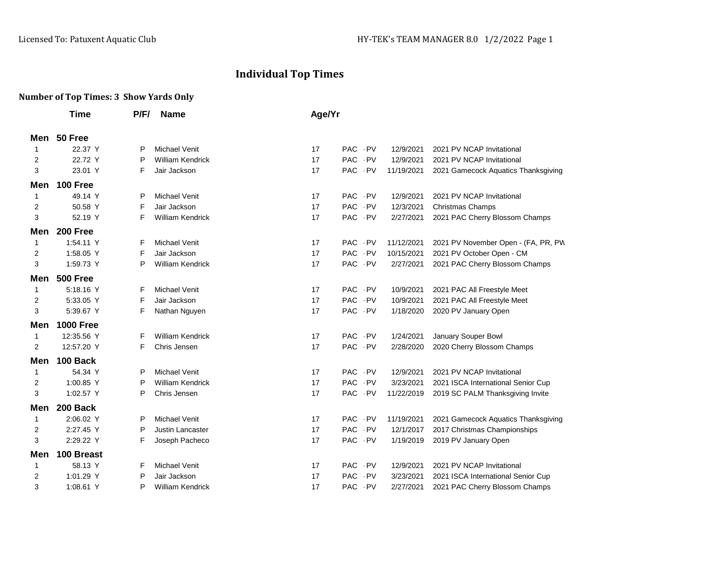Licensed To: Patuxent Aquatic Club

# Individual Top Times

**Number of Top Times: 3 Show Yards Only**

| | Time | P/F/ | Name | Age/Yr | Team | Date | Meet |
|---|---|---|---|---|---|---|---|
| **Men** | **50 Free** | | | | | | |
| 1 | 22.37 Y | P | Michael Venit | 17 | PAC - PV | 12/9/2021 | 2021 PV NCAP Invitational |
| 2 | 22.72 Y | P | William Kendrick | 17 | PAC - PV | 12/9/2021 | 2021 PV NCAP Invitational |
| 3 | 23.01 Y | F | Jair Jackson | 17 | PAC - PV | 11/19/2021 | 2021 Gamecock Aquatics Thanksgiving |
| **Men** | **100 Free** | | | | | | |
| 1 | 49.14 Y | P | Michael Venit | 17 | PAC - PV | 12/9/2021 | 2021 PV NCAP Invitational |
| 2 | 50.58 Y | F | Jair Jackson | 17 | PAC - PV | 12/3/2021 | Christmas Champs |
| 3 | 52.19 Y | F | William Kendrick | 17 | PAC - PV | 2/27/2021 | 2021 PAC Cherry Blossom Champs |
| **Men** | **200 Free** | | | | | | |
| 1 | 1:54.11 Y | F | Michael Venit | 17 | PAC - PV | 11/12/2021 | 2021 PV November Open - (FA, PR, PW |
| 2 | 1:58.05 Y | F | Jair Jackson | 17 | PAC - PV | 10/15/2021 | 2021 PV October Open - CM |
| 3 | 1:59.73 Y | P | William Kendrick | 17 | PAC - PV | 2/27/2021 | 2021 PAC Cherry Blossom Champs |
| **Men** | **500 Free** | | | | | | |
| 1 | 5:18.16 Y | F | Michael Venit | 17 | PAC - PV | 10/9/2021 | 2021 PAC All Freestyle Meet |
| 2 | 5:33.05 Y | F | Jair Jackson | 17 | PAC - PV | 10/9/2021 | 2021 PAC All Freestyle Meet |
| 3 | 5:39.67 Y | F | Nathan Nguyen | 17 | PAC - PV | 1/18/2020 | 2020 PV January Open |
| **Men** | **1000 Free** | | | | | | |
| 1 | 12:35.56 Y | F | William Kendrick | 17 | PAC - PV | 1/24/2021 | January Souper Bowl |
| 2 | 12:57.20 Y | F | Chris Jensen | 17 | PAC - PV | 2/28/2020 | 2020 Cherry Blossom Champs |
| **Men** | **100 Back** | | | | | | |
| 1 | 54.34 Y | P | Michael Venit | 17 | PAC - PV | 12/9/2021 | 2021 PV NCAP Invitational |
| 2 | 1:00.85 Y | P | William Kendrick | 17 | PAC - PV | 3/23/2021 | 2021 ISCA International Senior Cup |
| 3 | 1:02.57 Y | P | Chris Jensen | 17 | PAC - PV | 11/22/2019 | 2019 SC PALM Thanksgiving Invite |
| **Men** | **200 Back** | | | | | | |
| 1 | 2:06.02 Y | P | Michael Venit | 17 | PAC - PV | 11/19/2021 | 2021 Gamecock Aquatics Thanksgiving |
| 2 | 2:27.45 Y | P | Justin Lancaster | 17 | PAC - PV | 12/1/2017 | 2017 Christmas Championships |
| 3 | 2:29.22 Y | F | Joseph Pacheco | 17 | PAC - PV | 1/19/2019 | 2019 PV January Open |
| **Men** | **100 Breast** | | | | | | |
| 1 | 58.13 Y | F | Michael Venit | 17 | PAC - PV | 12/9/2021 | 2021 PV NCAP Invitational |
| 2 | 1:01.29 Y | P | Jair Jackson | 17 | PAC - PV | 3/23/2021 | 2021 ISCA International Senior Cup |
| 3 | 1:08.61 Y | P | William Kendrick | 17 | PAC - PV | 2/27/2021 | 2021 PAC Cherry Blossom Champs |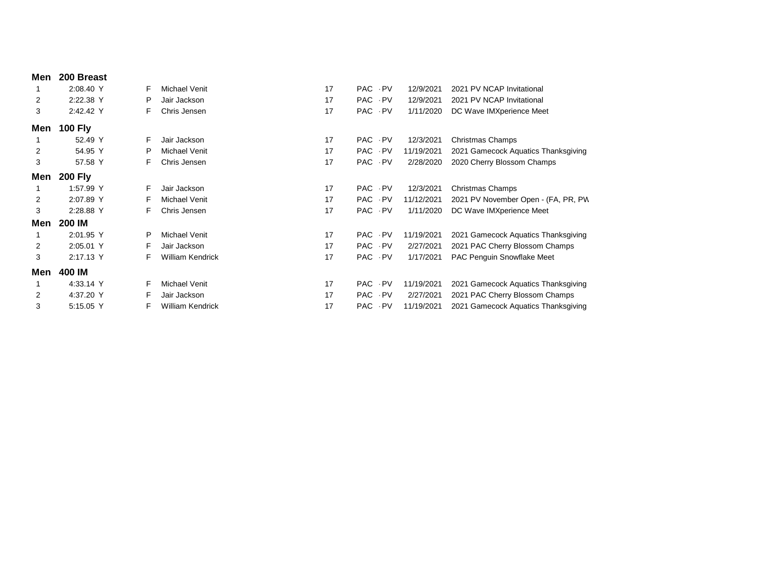## Men 200 Breast

| | | | | | | | | | |
|---|---|---|---|---|---|---|---|---|---|
| 1 | 2:08.40 | Y | F | Michael Venit | 17 | PAC | · PV | 12/9/2021 | 2021 PV NCAP Invitational |
| 2 | 2:22.38 | Y | P | Jair Jackson | 17 | PAC | · PV | 12/9/2021 | 2021 PV NCAP Invitational |
| 3 | 2:42.42 | Y | F | Chris Jensen | 17 | PAC | · PV | 1/11/2020 | DC Wave IMXperience Meet |

## Men 100 Fly

| | | | | | | | | | |
|---|---|---|---|---|---|---|---|---|---|
| 1 | 52.49 | Y | F | Jair Jackson | 17 | PAC | · PV | 12/3/2021 | Christmas Champs |
| 2 | 54.95 | Y | P | Michael Venit | 17 | PAC | · PV | 11/19/2021 | 2021 Gamecock Aquatics Thanksgiving |
| 3 | 57.58 | Y | F | Chris Jensen | 17 | PAC | · PV | 2/28/2020 | 2020 Cherry Blossom Champs |

## Men 200 Fly

| | | | | | | | | | |
|---|---|---|---|---|---|---|---|---|---|
| 1 | 1:57.99 | Y | F | Jair Jackson | 17 | PAC | · PV | 12/3/2021 | Christmas Champs |
| 2 | 2:07.89 | Y | F | Michael Venit | 17 | PAC | · PV | 11/12/2021 | 2021 PV November Open - (FA, PR, PW |
| 3 | 2:28.88 | Y | F | Chris Jensen | 17 | PAC | · PV | 1/11/2020 | DC Wave IMXperience Meet |

## Men 200 IM

| | | | | | | | | | |
|---|---|---|---|---|---|---|---|---|---|
| 1 | 2:01.95 | Y | P | Michael Venit | 17 | PAC | · PV | 11/19/2021 | 2021 Gamecock Aquatics Thanksgiving |
| 2 | 2:05.01 | Y | F | Jair Jackson | 17 | PAC | · PV | 2/27/2021 | 2021 PAC Cherry Blossom Champs |
| 3 | 2:17.13 | Y | F | William Kendrick | 17 | PAC | · PV | 1/17/2021 | PAC Penguin Snowflake Meet |

## Men 400 IM

| | | | | | | | | | |
|---|---|---|---|---|---|---|---|---|---|
| 1 | 4:33.14 | Y | F | Michael Venit | 17 | PAC | · PV | 11/19/2021 | 2021 Gamecock Aquatics Thanksgiving |
| 2 | 4:37.20 | Y | F | Jair Jackson | 17 | PAC | · PV | 2/27/2021 | 2021 PAC Cherry Blossom Champs |
| 3 | 5:15.05 | Y | F | William Kendrick | 17 | PAC | · PV | 11/19/2021 | 2021 Gamecock Aquatics Thanksgiving |